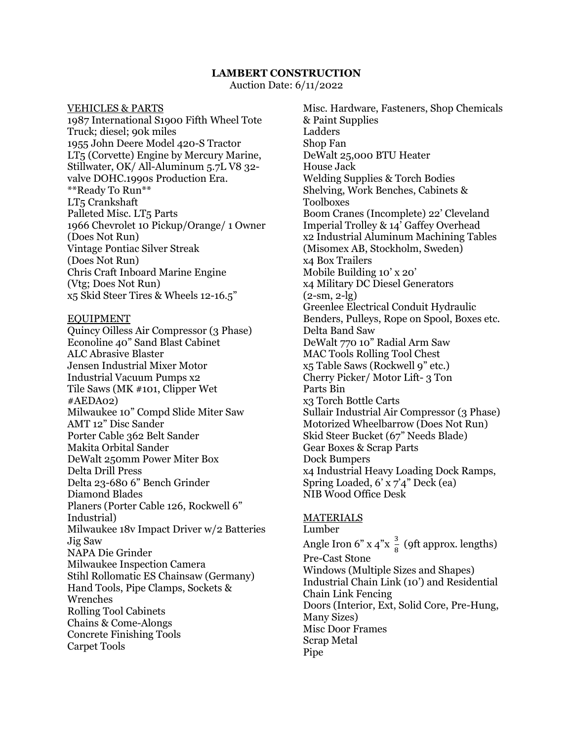**LAMBERT CONSTRUCTION**

Auction Date: 6/11/2022

## VEHICLES & PARTS

1987 International S1900 Fifth Wheel Tote Truck; diesel; 90k miles
1955 John Deere Model 420-S Tractor
LT5 (Corvette) Engine by Mercury Marine, Stillwater, OK/ All-Aluminum 5.7L V8 32-valve DOHC.1990s Production Era. **Ready To Run**
LT5 Crankshaft
Palleted Misc. LT5 Parts
1966 Chevrolet 10 Pickup/Orange/ 1 Owner (Does Not Run)
Vintage Pontiac Silver Streak (Does Not Run)
Chris Craft Inboard Marine Engine (Vtg; Does Not Run)
x5 Skid Steer Tires & Wheels 12-16.5"

## EQUIPMENT

Quincy Oilless Air Compressor (3 Phase)
Econoline 40" Sand Blast Cabinet
ALC Abrasive Blaster
Jensen Industrial Mixer Motor
Industrial Vacuum Pumps x2
Tile Saws (MK #101, Clipper Wet #AEDA02)
Milwaukee 10" Compd Slide Miter Saw
AMT 12" Disc Sander
Porter Cable 362 Belt Sander
Makita Orbital Sander
DeWalt 250mm Power Miter Box
Delta Drill Press
Delta 23-680 6" Bench Grinder
Diamond Blades
Planers (Porter Cable 126, Rockwell 6" Industrial)
Milwaukee 18v Impact Driver w/2 Batteries
Jig Saw
NAPA Die Grinder
Milwaukee Inspection Camera
Stihl Rollomatic ES Chainsaw (Germany)
Hand Tools, Pipe Clamps, Sockets & Wrenches
Rolling Tool Cabinets
Chains & Come-Alongs
Concrete Finishing Tools
Carpet Tools
Misc. Hardware, Fasteners, Shop Chemicals & Paint Supplies
Ladders
Shop Fan
DeWalt 25,000 BTU Heater
House Jack
Welding Supplies & Torch Bodies
Shelving, Work Benches, Cabinets & Toolboxes
Boom Cranes (Incomplete) 22' Cleveland Imperial Trolley & 14' Gaffey Overhead
x2 Industrial Aluminum Machining Tables (Misomex AB, Stockholm, Sweden)
x4 Box Trailers
Mobile Building 10' x 20'
x4 Military DC Diesel Generators (2-sm, 2-lg)
Greenlee Electrical Conduit Hydraulic Benders, Pulleys, Rope on Spool, Boxes etc.
Delta Band Saw
DeWalt 770 10" Radial Arm Saw
MAC Tools Rolling Tool Chest
x5 Table Saws (Rockwell 9" etc.)
Cherry Picker/ Motor Lift- 3 Ton
Parts Bin
x3 Torch Bottle Carts
Sullair Industrial Air Compressor (3 Phase)
Motorized Wheelbarrow (Does Not Run)
Skid Steer Bucket (67" Needs Blade)
Gear Boxes & Scrap Parts
Dock Bumpers
x4 Industrial Heavy Loading Dock Ramps, Spring Loaded, 6' x 7'4" Deck (ea)
NIB Wood Office Desk

## MATERIALS

Lumber
Angle Iron 6" x 4"x $\frac{3}{8}$ (9ft approx. lengths)
Pre-Cast Stone
Windows (Multiple Sizes and Shapes)
Industrial Chain Link (10') and Residential Chain Link Fencing
Doors (Interior, Ext, Solid Core, Pre-Hung, Many Sizes)
Misc Door Frames
Scrap Metal
Pipe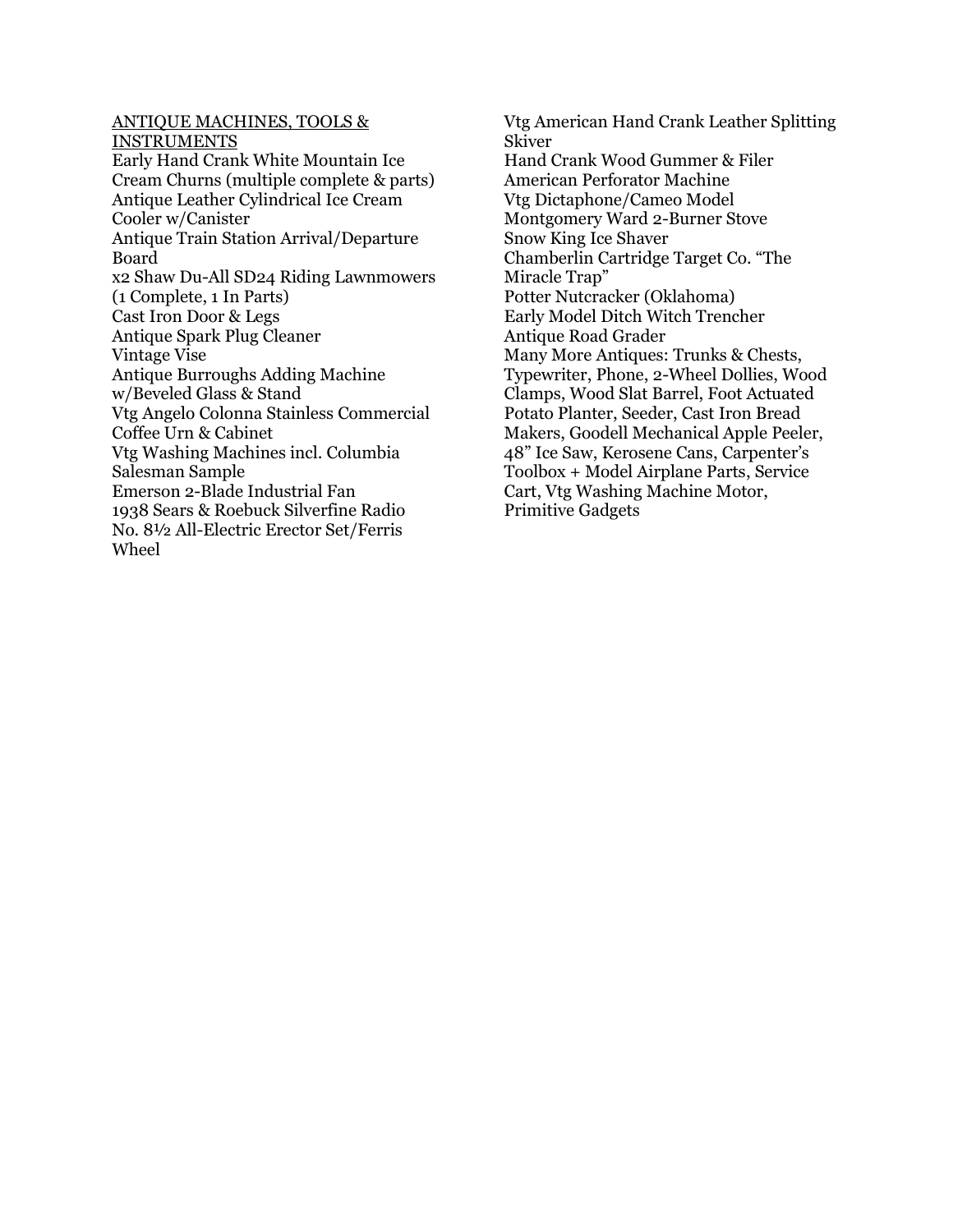## ANTIQUE MACHINES, TOOLS & INSTRUMENTS

Early Hand Crank White Mountain Ice Cream Churns (multiple complete & parts)
Antique Leather Cylindrical Ice Cream Cooler w/Canister
Antique Train Station Arrival/Departure Board
x2 Shaw Du-All SD24 Riding Lawnmowers (1 Complete, 1 In Parts)
Cast Iron Door & Legs
Antique Spark Plug Cleaner
Vintage Vise
Antique Burroughs Adding Machine w/Beveled Glass & Stand
Vtg Angelo Colonna Stainless Commercial Coffee Urn & Cabinet
Vtg Washing Machines incl. Columbia Salesman Sample
Emerson 2-Blade Industrial Fan
1938 Sears & Roebuck Silverfine Radio
No. 8½ All-Electric Erector Set/Ferris Wheel
Vtg American Hand Crank Leather Splitting Skiver
Hand Crank Wood Gummer & Filer
American Perforator Machine
Vtg Dictaphone/Cameo Model
Montgomery Ward 2-Burner Stove
Snow King Ice Shaver
Chamberlin Cartridge Target Co. "The Miracle Trap"
Potter Nutcracker (Oklahoma)
Early Model Ditch Witch Trencher
Antique Road Grader
Many More Antiques: Trunks & Chests, Typewriter, Phone, 2-Wheel Dollies, Wood Clamps, Wood Slat Barrel, Foot Actuated Potato Planter, Seeder, Cast Iron Bread Makers, Goodell Mechanical Apple Peeler, 48" Ice Saw, Kerosene Cans, Carpenter's Toolbox + Model Airplane Parts, Service Cart, Vtg Washing Machine Motor, Primitive Gadgets